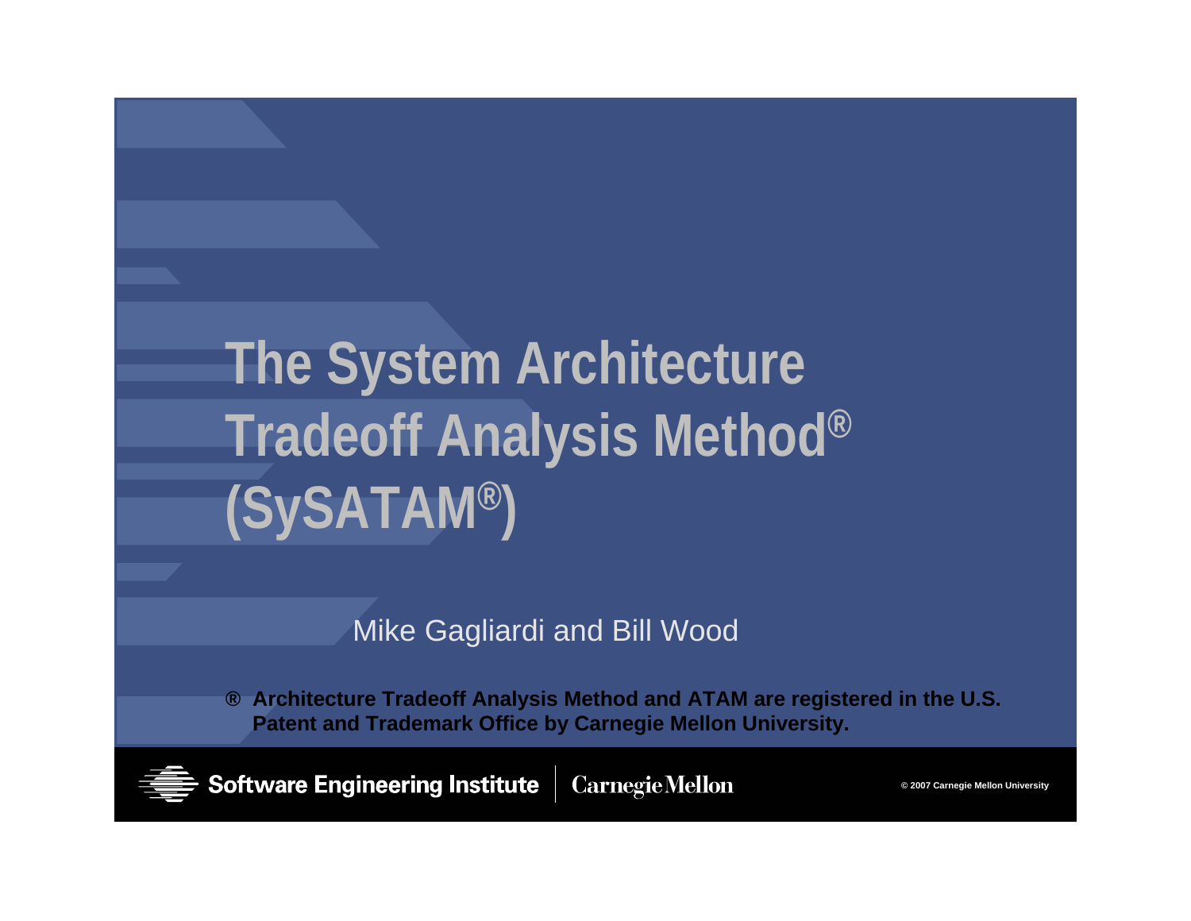# The System Architecture Tradeoff Analysis Method® (SySATAM®)

Mike Gagliardi and Bill Wood

® **Architecture Tradeoff Analysis Method and ATAM are registered in the U.S. Patent and Trademark Office by Carnegie Mellon University.**

Software Engineering Institute | Carnegie Mellon

© 2007 Carnegie Mellon University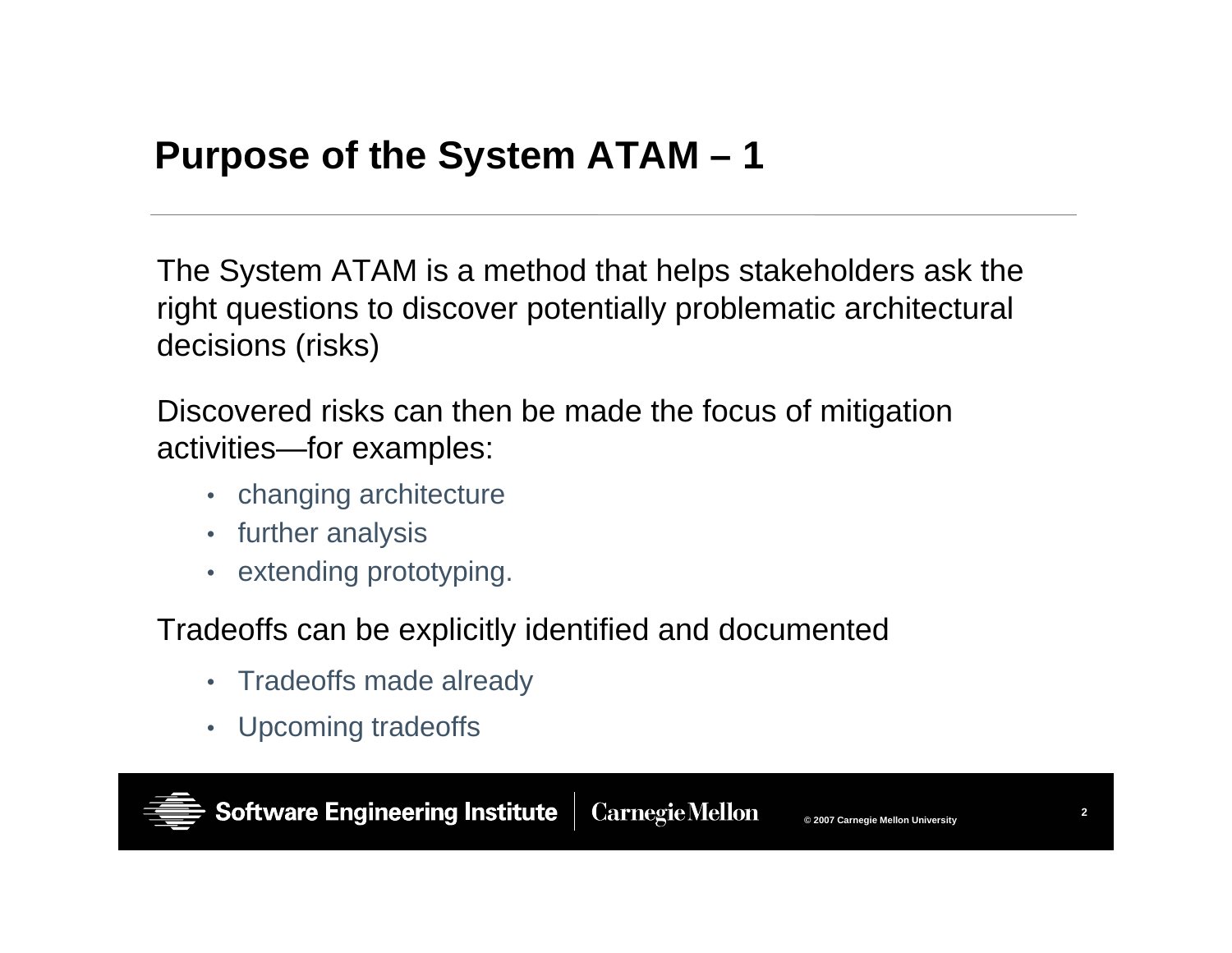# Purpose of the System ATAM – 1

The System ATAM is a method that helps stakeholders ask the right questions to discover potentially problematic architectural decisions (risks)

Discovered risks can then be made the focus of mitigation activities—for examples:

- changing architecture
- further analysis
- extending prototyping.

Tradeoffs can be explicitly identified and documented

- Tradeoffs made already
- Upcoming tradeoffs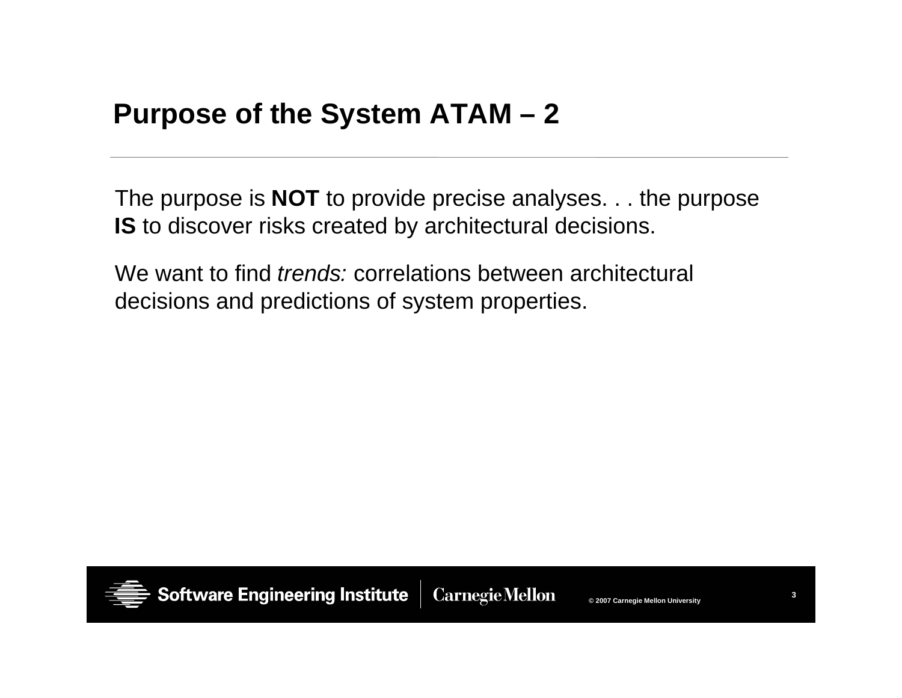# Purpose of the System ATAM – 2

The purpose is **NOT** to provide precise analyses. . . the purpose **IS** to discover risks created by architectural decisions.

We want to find *trends:* correlations between architectural decisions and predictions of system properties.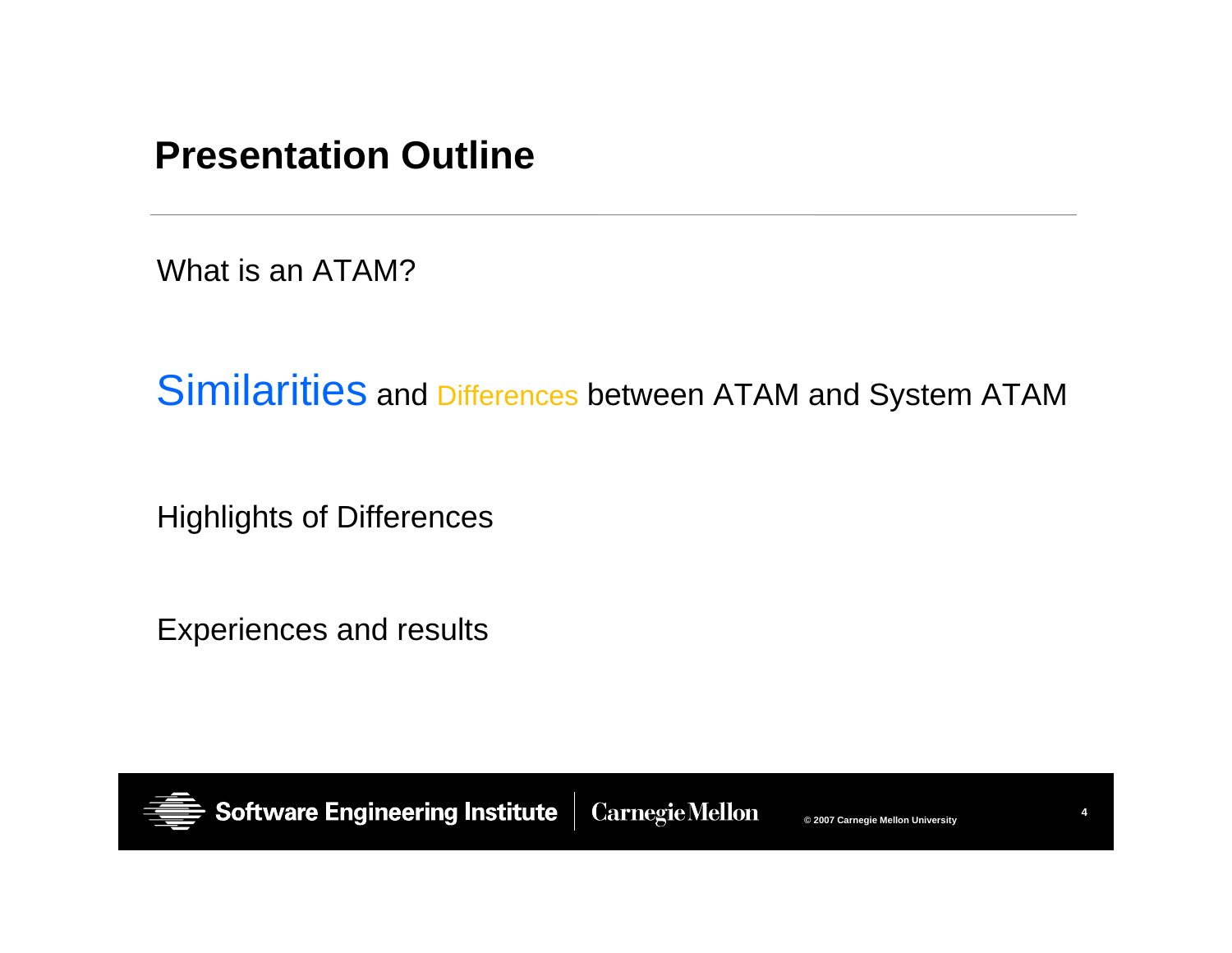# Presentation Outline

What is an ATAM?

Similarities and Differences between ATAM and System ATAM

Highlights of Differences

Experiences and results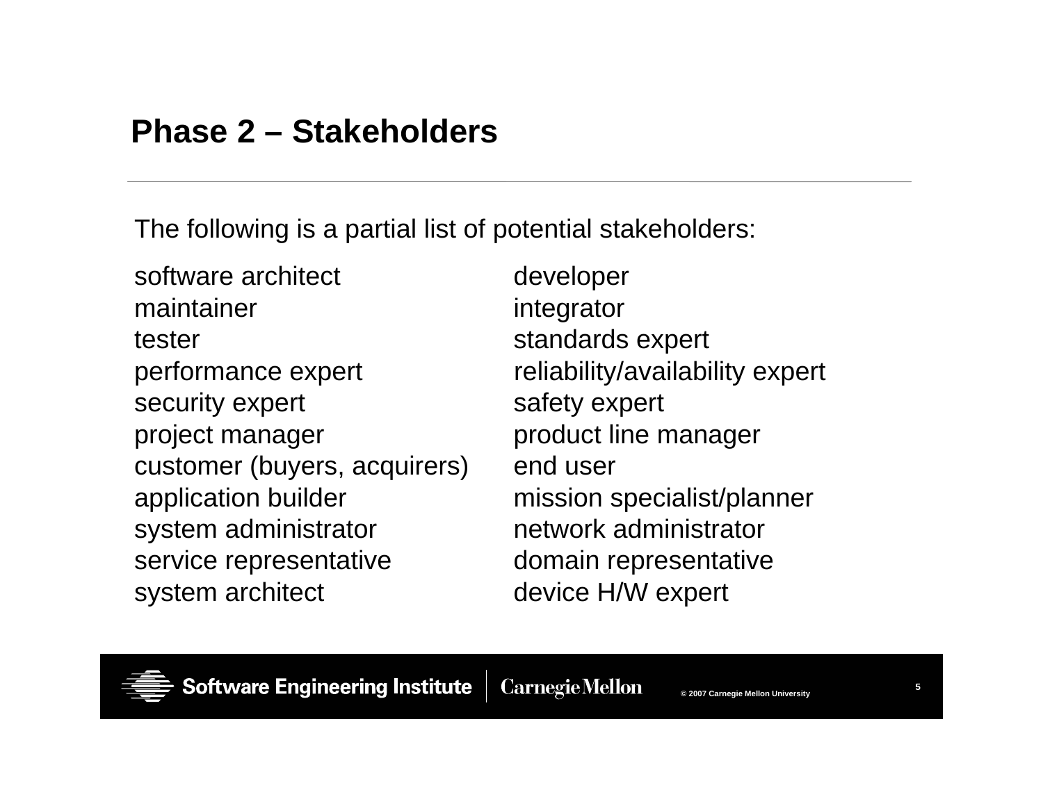# Phase 2 – Stakeholders

The following is a partial list of potential stakeholders:

| | |
|---|---|
| software architect | developer |
| maintainer | integrator |
| tester | standards expert |
| performance expert | reliability/availability expert |
| security expert | safety expert |
| project manager | product line manager |
| customer (buyers, acquirers) | end user |
| application builder | mission specialist/planner |
| system administrator | network administrator |
| service representative | domain representative |
| system architect | device H/W expert |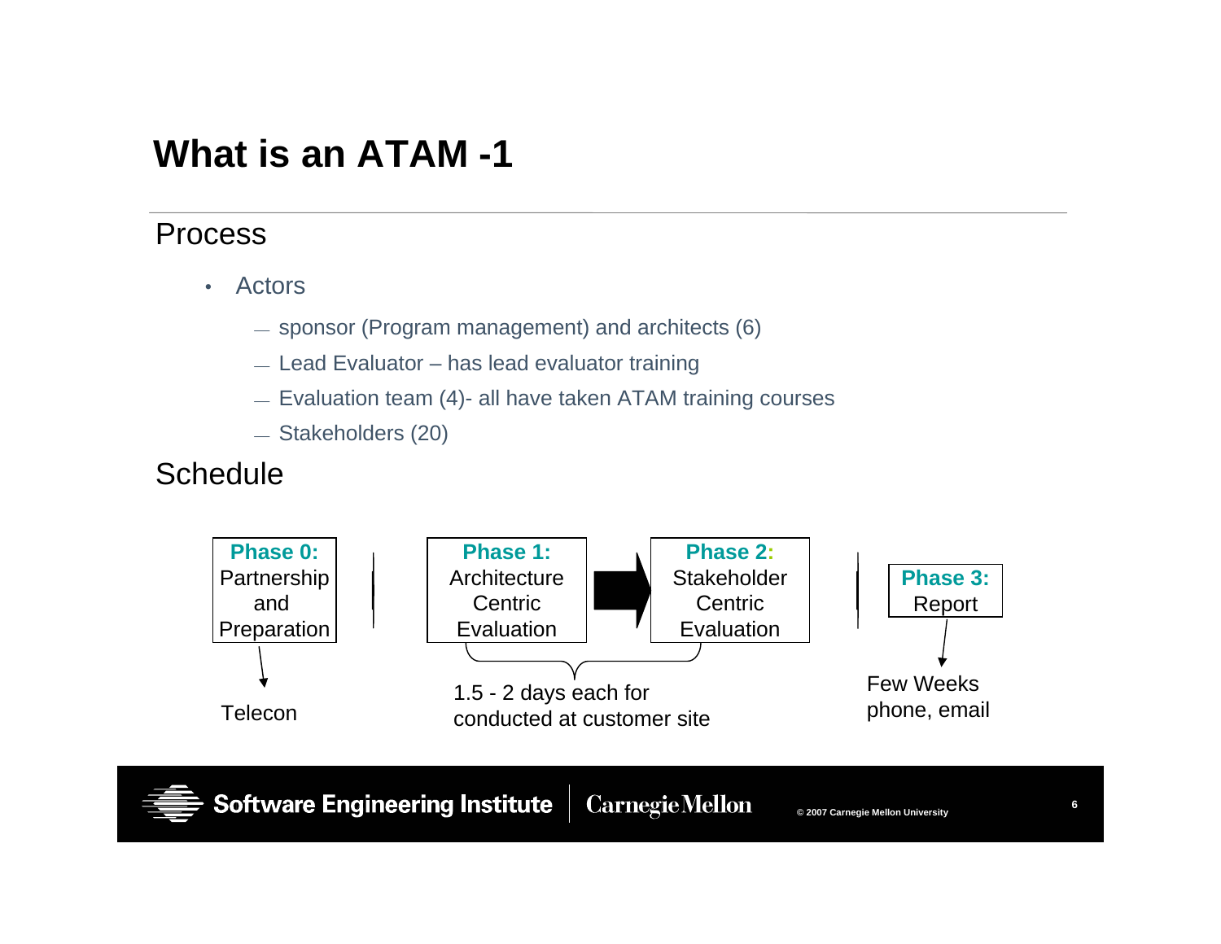# What is an ATAM -1

## Process

- Actors
  - sponsor (Program management) and architects (6)
  - Lead Evaluator – has lead evaluator training
  - Evaluation team (4)- all have taken ATAM training courses
  - Stakeholders (20)

## Schedule

**Phase 0:** Partnership and Preparation

Telecon

**Phase 1:** Architecture Centric Evaluation

**Phase 2:** Stakeholder Centric Evaluation

1.5 - 2 days each for conducted at customer site

**Phase 3:** Report

Few Weeks phone, email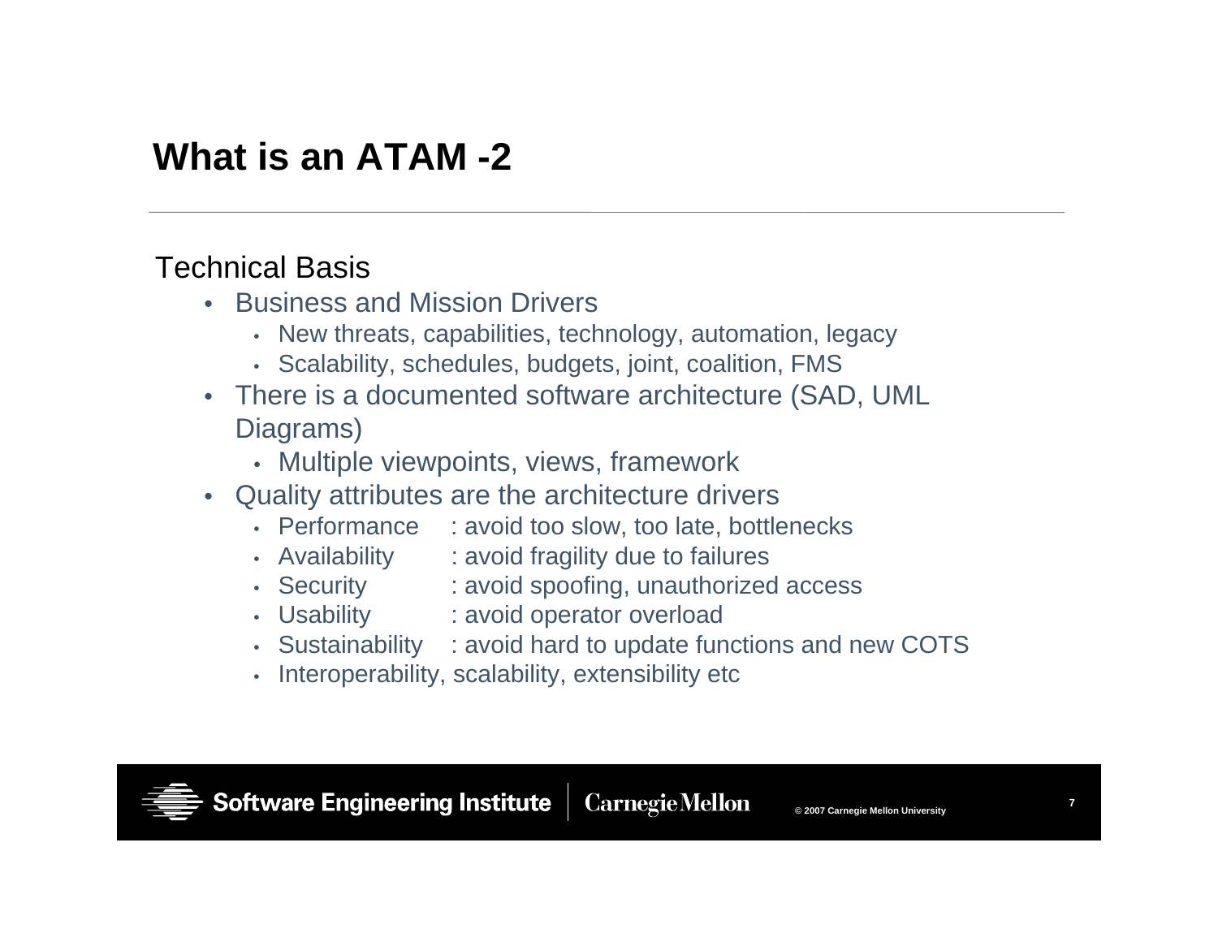# What is an ATAM -2

Technical Basis

- Business and Mission Drivers
  - New threats, capabilities, technology, automation, legacy
  - Scalability, schedules, budgets, joint, coalition, FMS
- There is a documented software architecture (SAD, UML Diagrams)
  - Multiple viewpoints, views, framework
- Quality attributes are the architecture drivers
  - Performance : avoid too slow, too late, bottlenecks
  - Availability : avoid fragility due to failures
  - Security : avoid spoofing, unauthorized access
  - Usability : avoid operator overload
  - Sustainability : avoid hard to update functions and new COTS
  - Interoperability, scalability, extensibility etc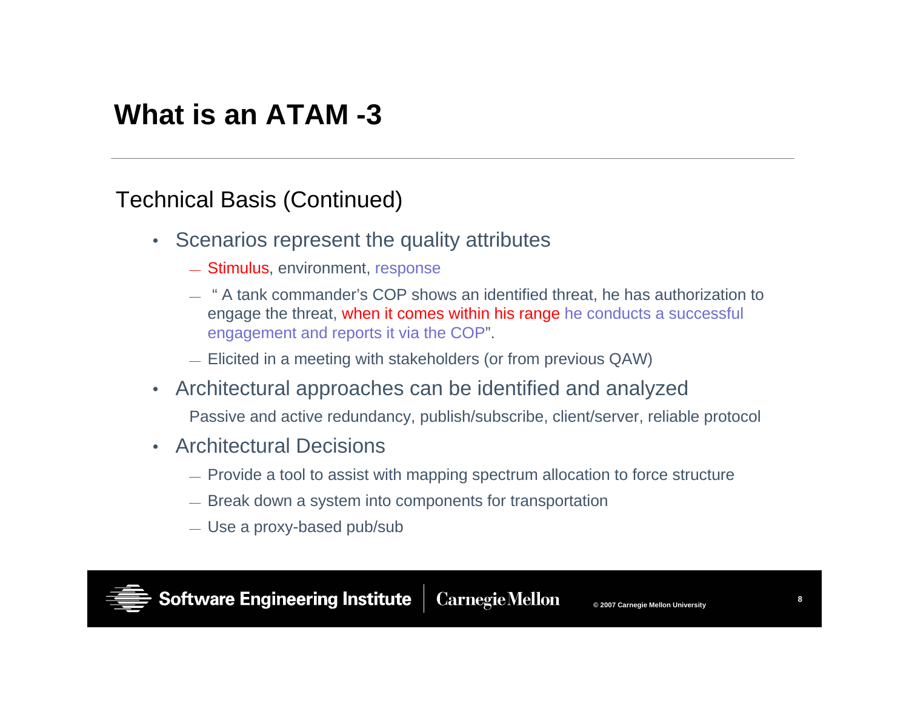# What is an ATAM -3

## Technical Basis (Continued)

- Scenarios represent the quality attributes
  - Stimulus, environment, response
  - " A tank commander's COP shows an identified threat, he has authorization to engage the threat, when it comes within his range he conducts a successful engagement and reports it via the COP".
  - Elicited in a meeting with stakeholders (or from previous QAW)
- Architectural approaches can be identified and analyzed

  Passive and active redundancy, publish/subscribe, client/server, reliable protocol
- Architectural Decisions
  - Provide a tool to assist with mapping spectrum allocation to force structure
  - Break down a system into components for transportation
  - Use a proxy-based pub/sub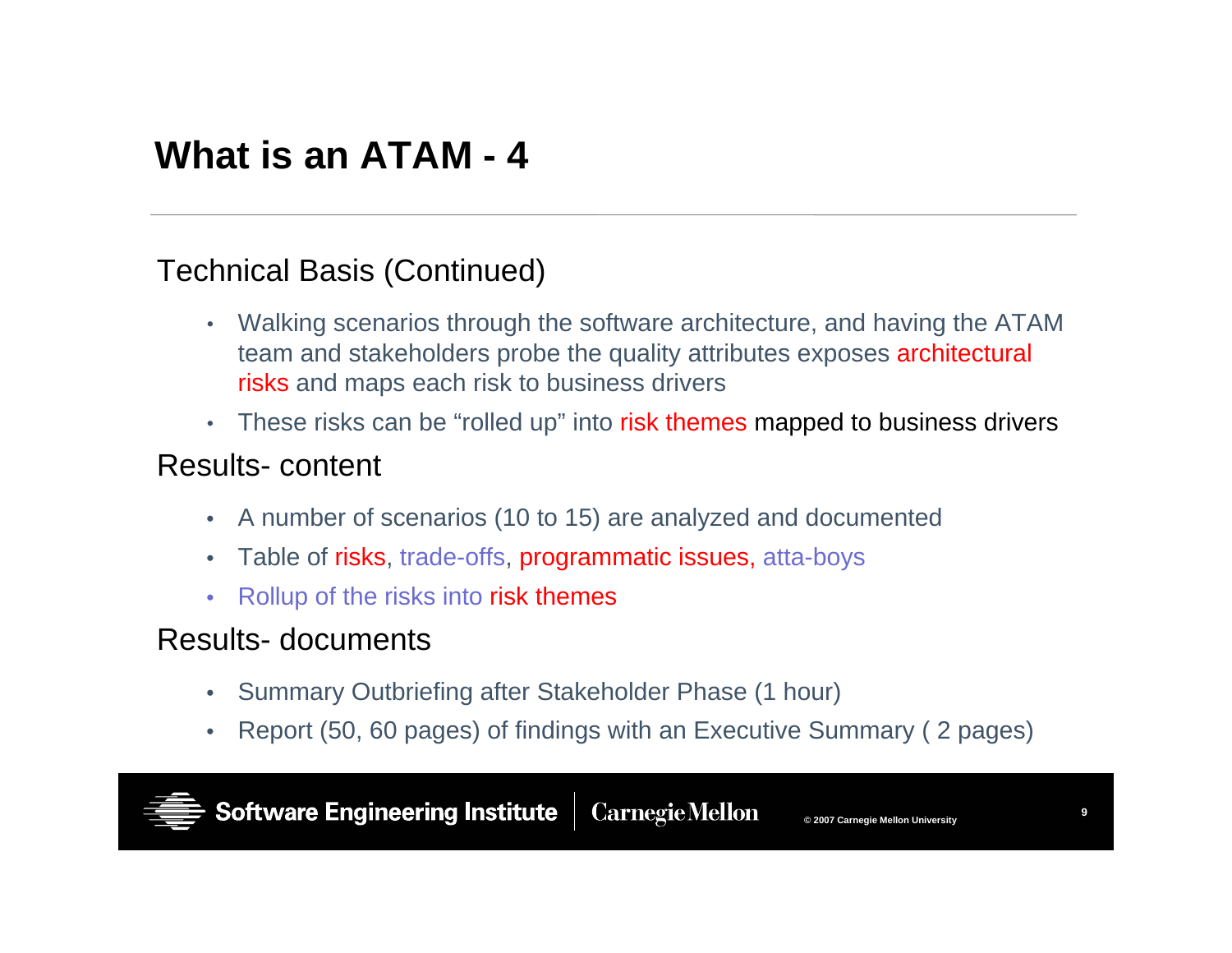# What is an ATAM - 4

## Technical Basis (Continued)

- Walking scenarios through the software architecture, and having the ATAM team and stakeholders probe the quality attributes exposes architectural risks and maps each risk to business drivers
- These risks can be "rolled up" into risk themes mapped to business drivers

## Results- content

- A number of scenarios (10 to 15) are analyzed and documented
- Table of risks, trade-offs, programmatic issues, atta-boys
- Rollup of the risks into risk themes

## Results- documents

- Summary Outbriefing after Stakeholder Phase (1 hour)
- Report (50, 60 pages) of findings with an Executive Summary ( 2 pages)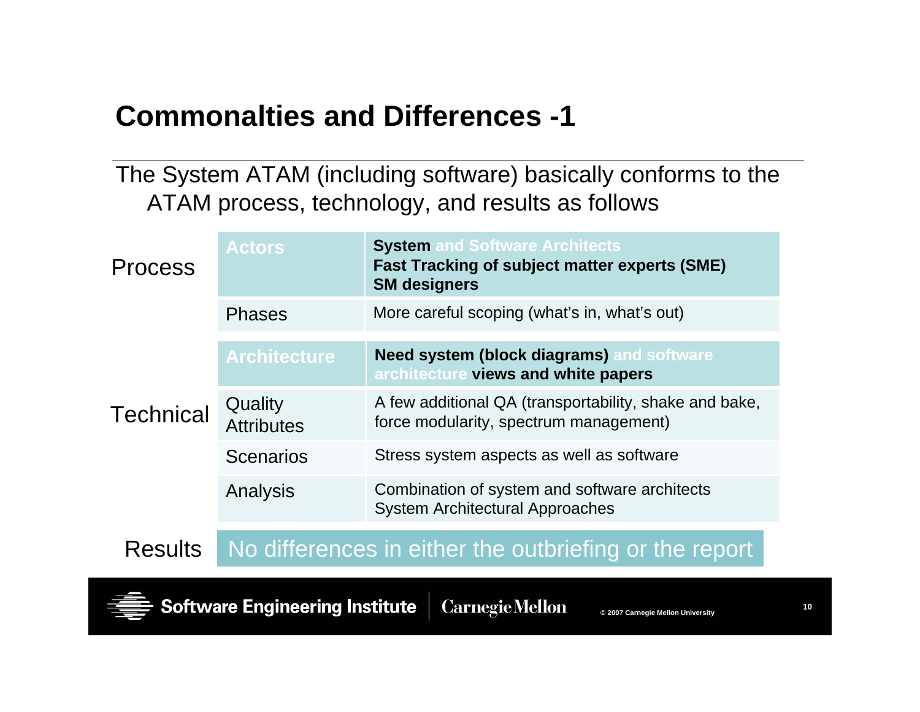# Commonalties and Differences -1

The System ATAM (including software) basically conforms to the ATAM process, technology, and results as follows

| | | |
|---|---|---|
| Process | **Actors** | **System and Software Architects**<br>**Fast Tracking of subject matter experts (SME)**<br>**SM designers** |
| | Phases | More careful scoping (what's in, what's out) |
| Technical | **Architecture** | **Need system (block diagrams) and software architecture views and white papers** |
| | Quality Attributes | A few additional QA (transportability, shake and bake, force modularity, spectrum management) |
| | Scenarios | Stress system aspects as well as software |
| | Analysis | Combination of system and software architects<br>System Architectural Approaches |
| Results | No differences in either the outbriefing or the report | |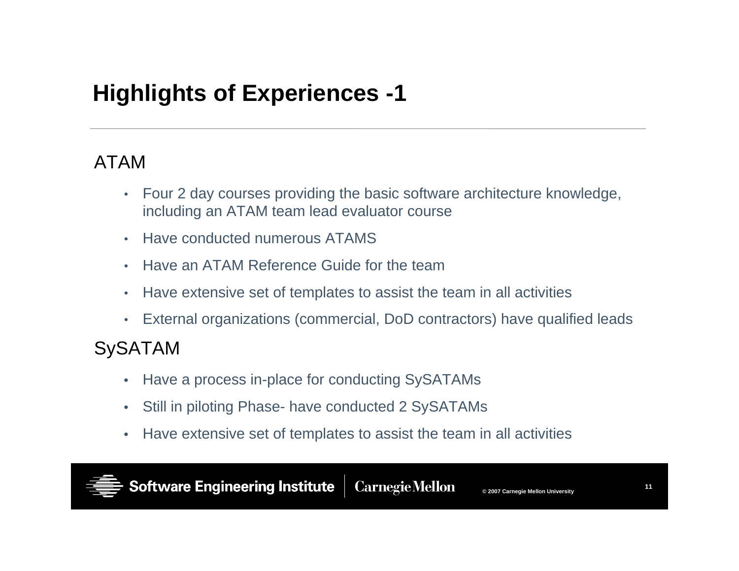# Highlights of Experiences -1

## ATAM

- Four 2 day courses providing the basic software architecture knowledge, including an ATAM team lead evaluator course
- Have conducted numerous ATAMS
- Have an ATAM Reference Guide for the team
- Have extensive set of templates to assist the team in all activities
- External organizations (commercial, DoD contractors) have qualified leads

## SySATAM

- Have a process in-place for conducting SySATAMs
- Still in piloting Phase- have conducted 2 SySATAMs
- Have extensive set of templates to assist the team in all activities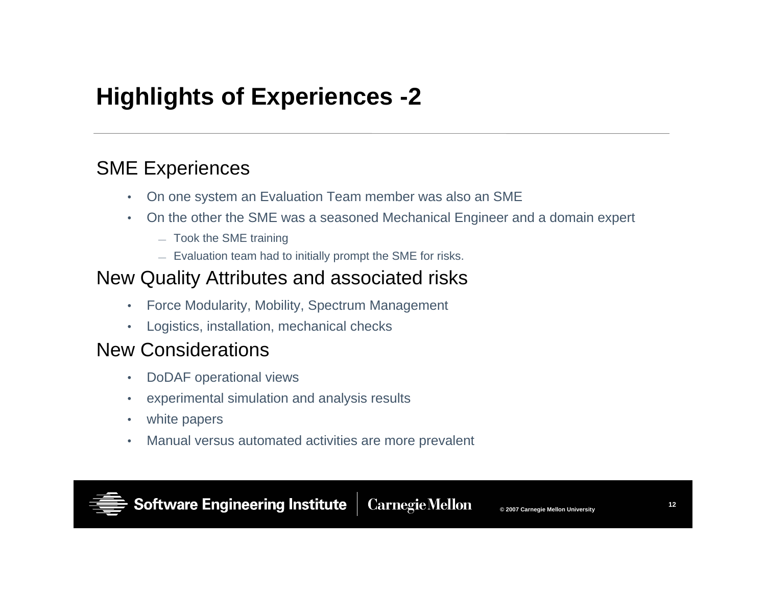# Highlights of Experiences -2

## SME Experiences

- On one system an Evaluation Team member was also an SME
- On the other the SME was a seasoned Mechanical Engineer and a domain expert
  - Took the SME training
  - Evaluation team had to initially prompt the SME for risks.

## New Quality Attributes and associated risks

- Force Modularity, Mobility, Spectrum Management
- Logistics, installation, mechanical checks

## New Considerations

- DoDAF operational views
- experimental simulation and analysis results
- white papers
- Manual versus automated activities are more prevalent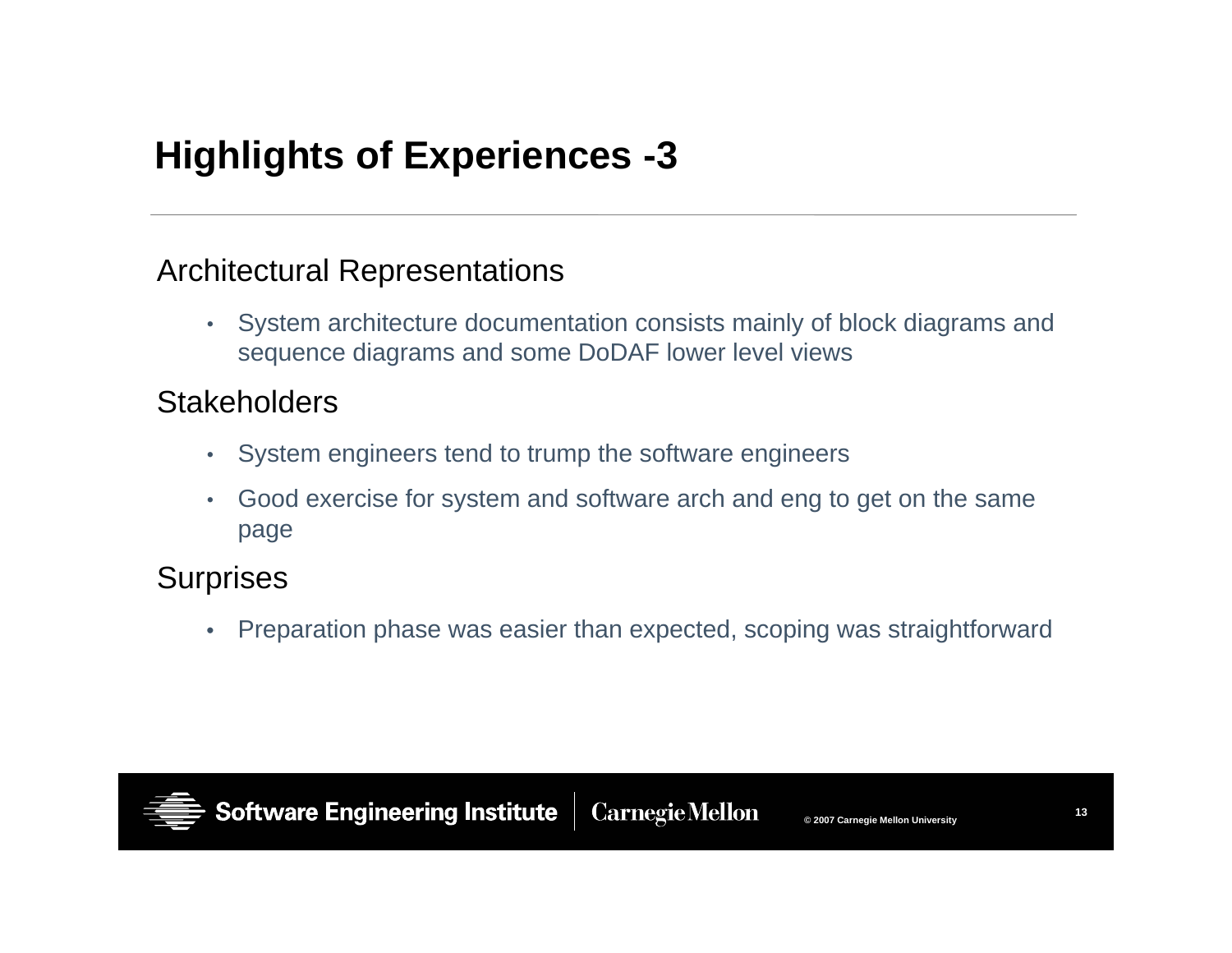# Highlights of Experiences -3

## Architectural Representations

- System architecture documentation consists mainly of block diagrams and sequence diagrams and some DoDAF lower level views

## Stakeholders

- System engineers tend to trump the software engineers
- Good exercise for system and software arch and eng to get on the same page

## Surprises

- Preparation phase was easier than expected, scoping was straightforward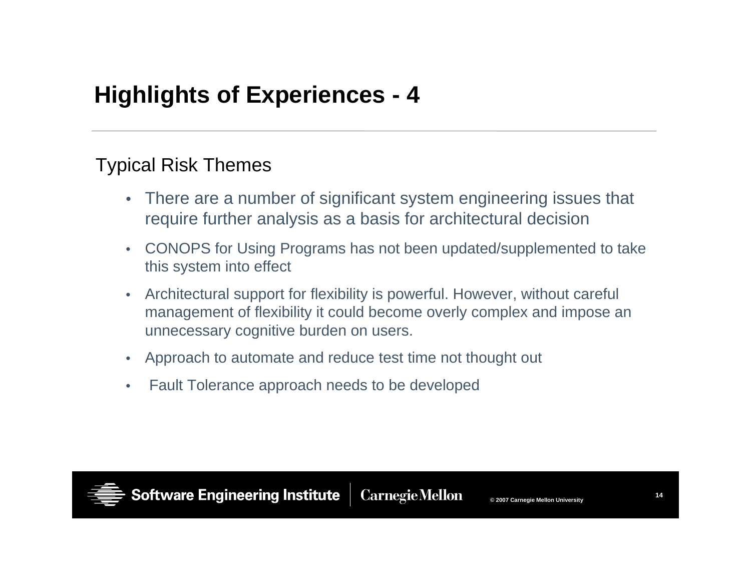# Highlights of Experiences - 4

## Typical Risk Themes

- There are a number of significant system engineering issues that require further analysis as a basis for architectural decision
- CONOPS for Using Programs has not been updated/supplemented to take this system into effect
- Architectural support for flexibility is powerful. However, without careful management of flexibility it could become overly complex and impose an unnecessary cognitive burden on users.
- Approach to automate and reduce test time not thought out
- Fault Tolerance approach needs to be developed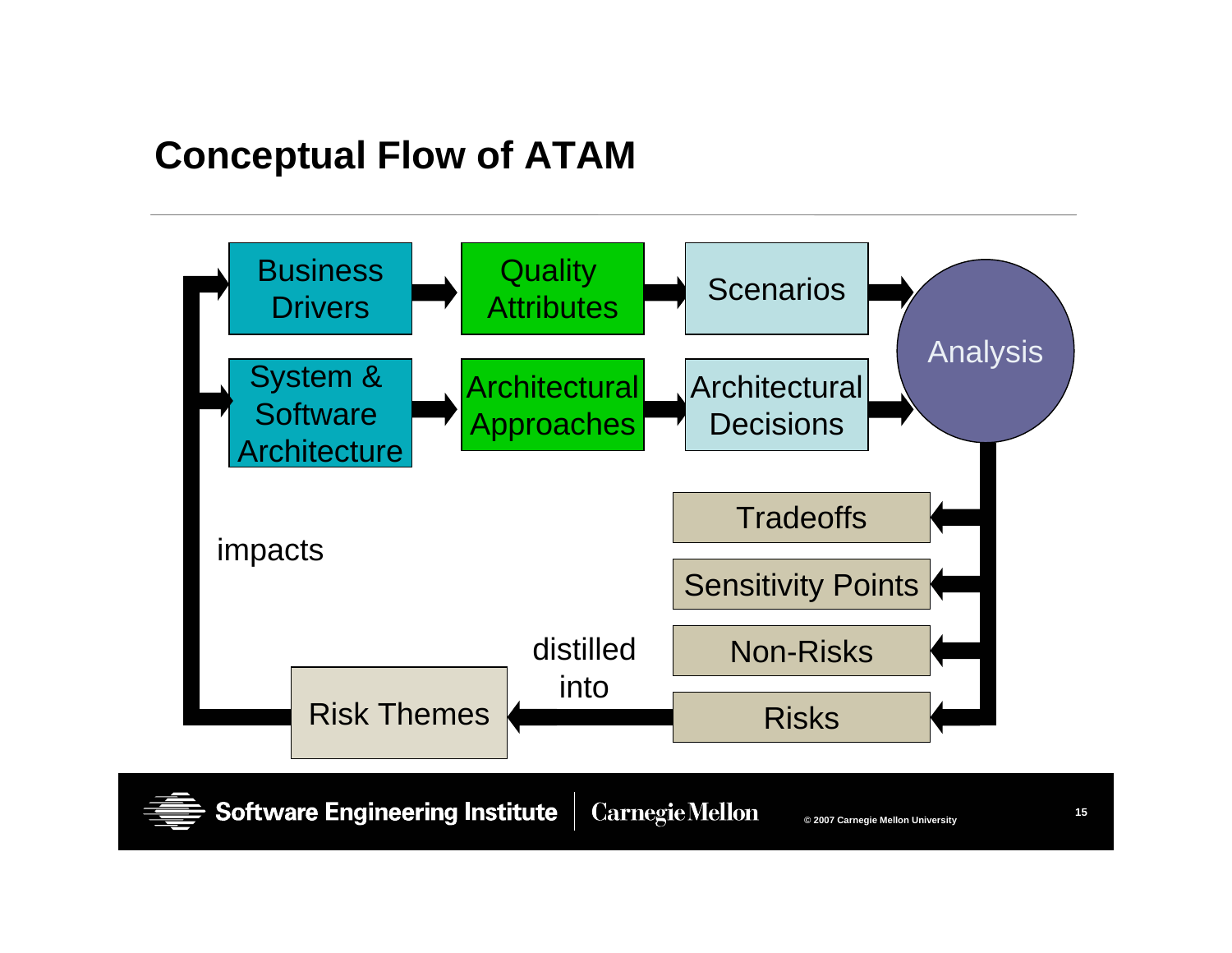# Conceptual Flow of ATAM

Business Drivers

Quality Attributes

Scenarios

System & Software Architecture

Architectural Approaches

Architectural Decisions

Analysis

Tradeoffs

Sensitivity Points

Non-Risks

Risks

impacts

distilled into

Risk Themes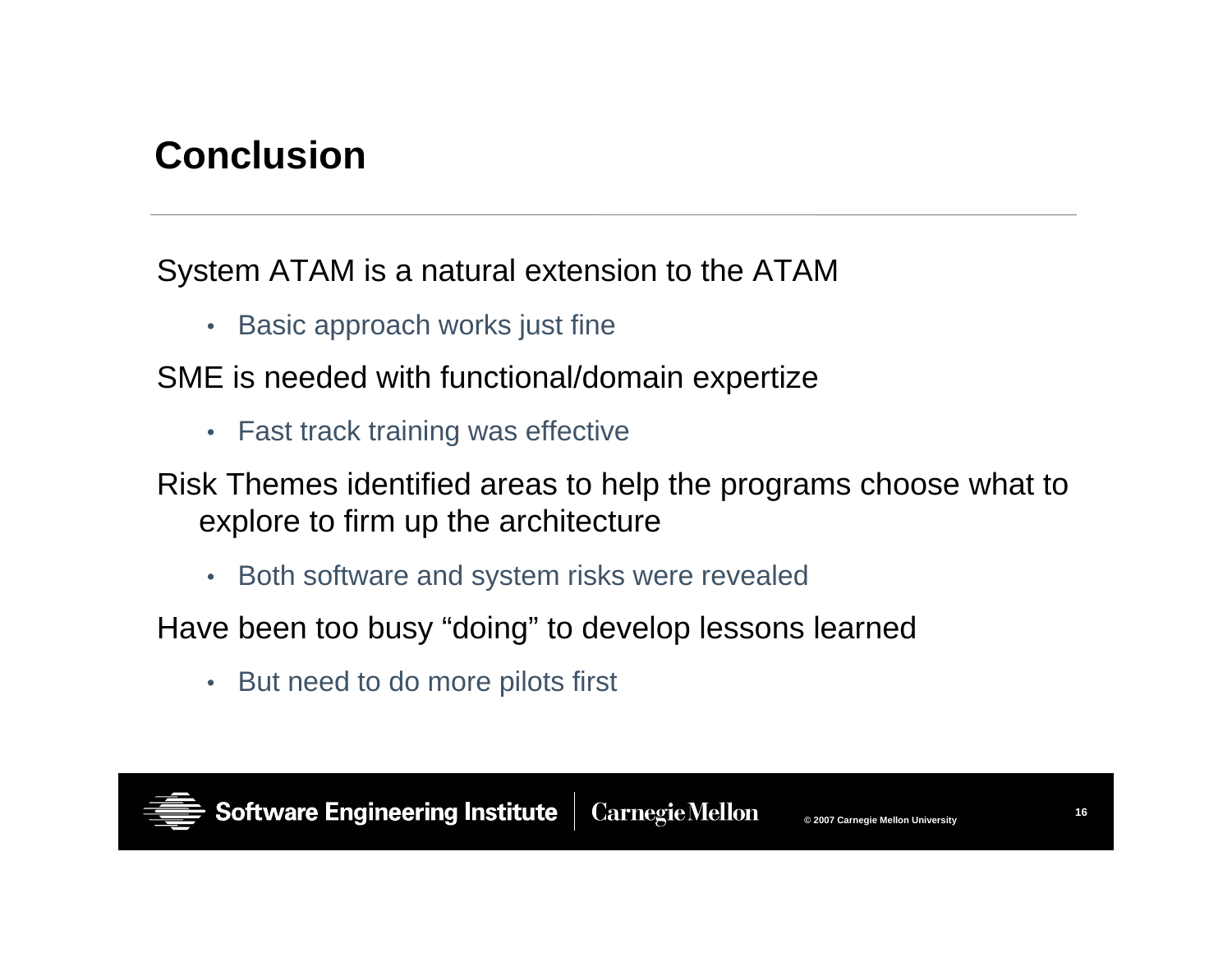# Conclusion

System ATAM is a natural extension to the ATAM

- Basic approach works just fine

SME is needed with functional/domain expertize

- Fast track training was effective

Risk Themes identified areas to help the programs choose what to explore to firm up the architecture

- Both software and system risks were revealed

Have been too busy “doing” to develop lessons learned

- But need to do more pilots first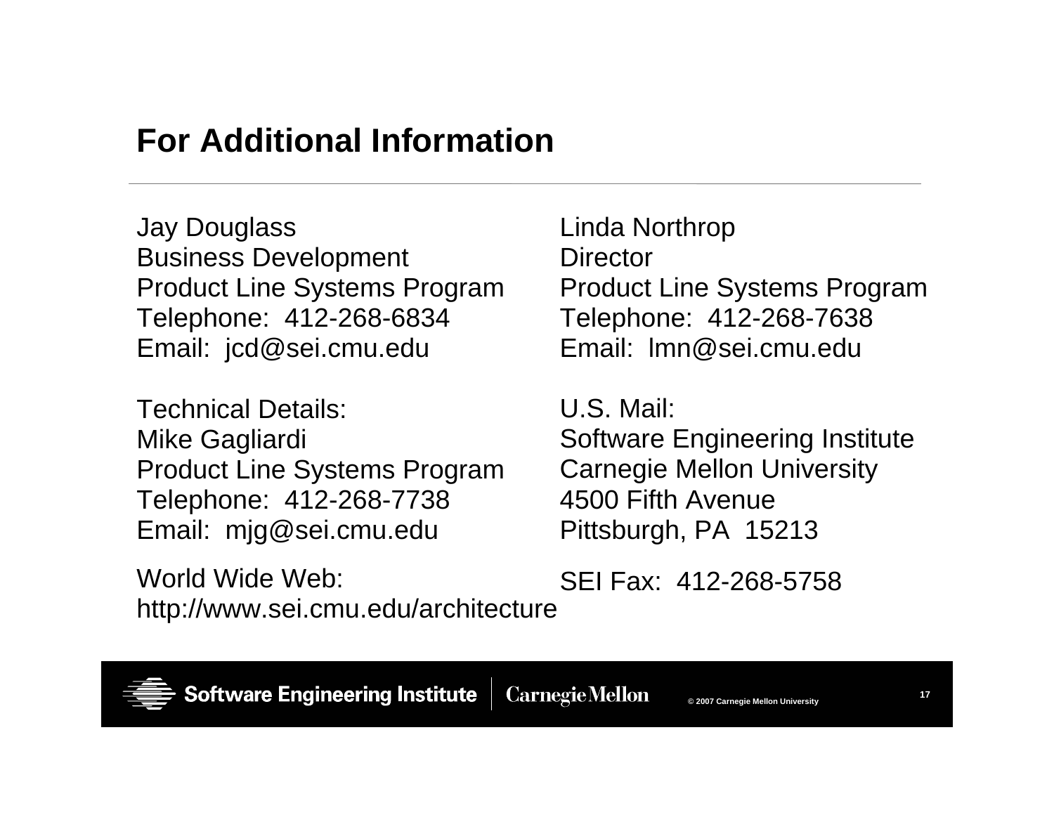# For Additional Information

Jay Douglass
Business Development
Product Line Systems Program
Telephone: 412-268-6834
Email: jcd@sei.cmu.edu

Technical Details:
Mike Gagliardi
Product Line Systems Program
Telephone: 412-268-7738
Email: mjg@sei.cmu.edu

World Wide Web:
http://www.sei.cmu.edu/architecture

Linda Northrop
Director
Product Line Systems Program
Telephone: 412-268-7638
Email: lmn@sei.cmu.edu

U.S. Mail:
Software Engineering Institute
Carnegie Mellon University
4500 Fifth Avenue
Pittsburgh, PA 15213

SEI Fax: 412-268-5758